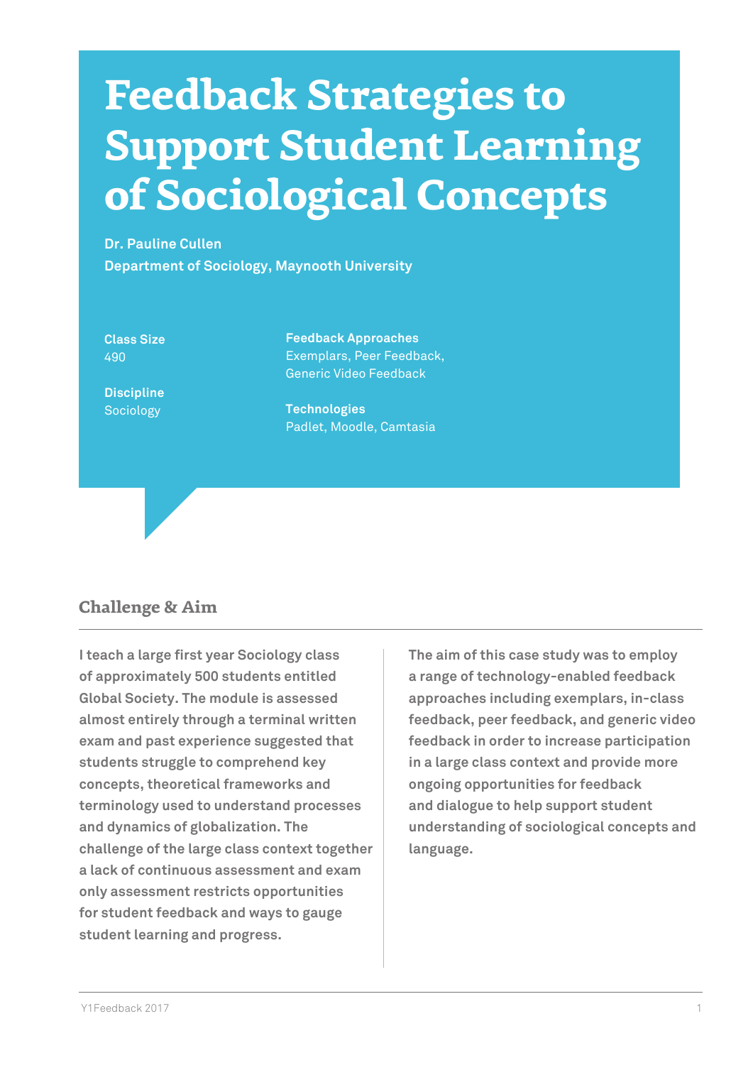# Feedback Strategies to Support Student Learning of Sociological Concepts

**Dr. Pauline Cullen**
**Department of Sociology, Maynooth University**

**Class Size**
490

**Discipline**
Sociology

**Feedback Approaches**
Exemplars, Peer Feedback, Generic Video Feedback

**Technologies**
Padlet, Moodle, Camtasia

## Challenge & Aim

I teach a large first year Sociology class of approximately 500 students entitled Global Society. The module is assessed almost entirely through a terminal written exam and past experience suggested that students struggle to comprehend key concepts, theoretical frameworks and terminology used to understand processes and dynamics of globalization. The challenge of the large class context together a lack of continuous assessment and exam only assessment restricts opportunities for student feedback and ways to gauge student learning and progress.

The aim of this case study was to employ a range of technology-enabled feedback approaches including exemplars, in-class feedback, peer feedback, and generic video feedback in order to increase participation in a large class context and provide more ongoing opportunities for feedback and dialogue to help support student understanding of sociological concepts and language.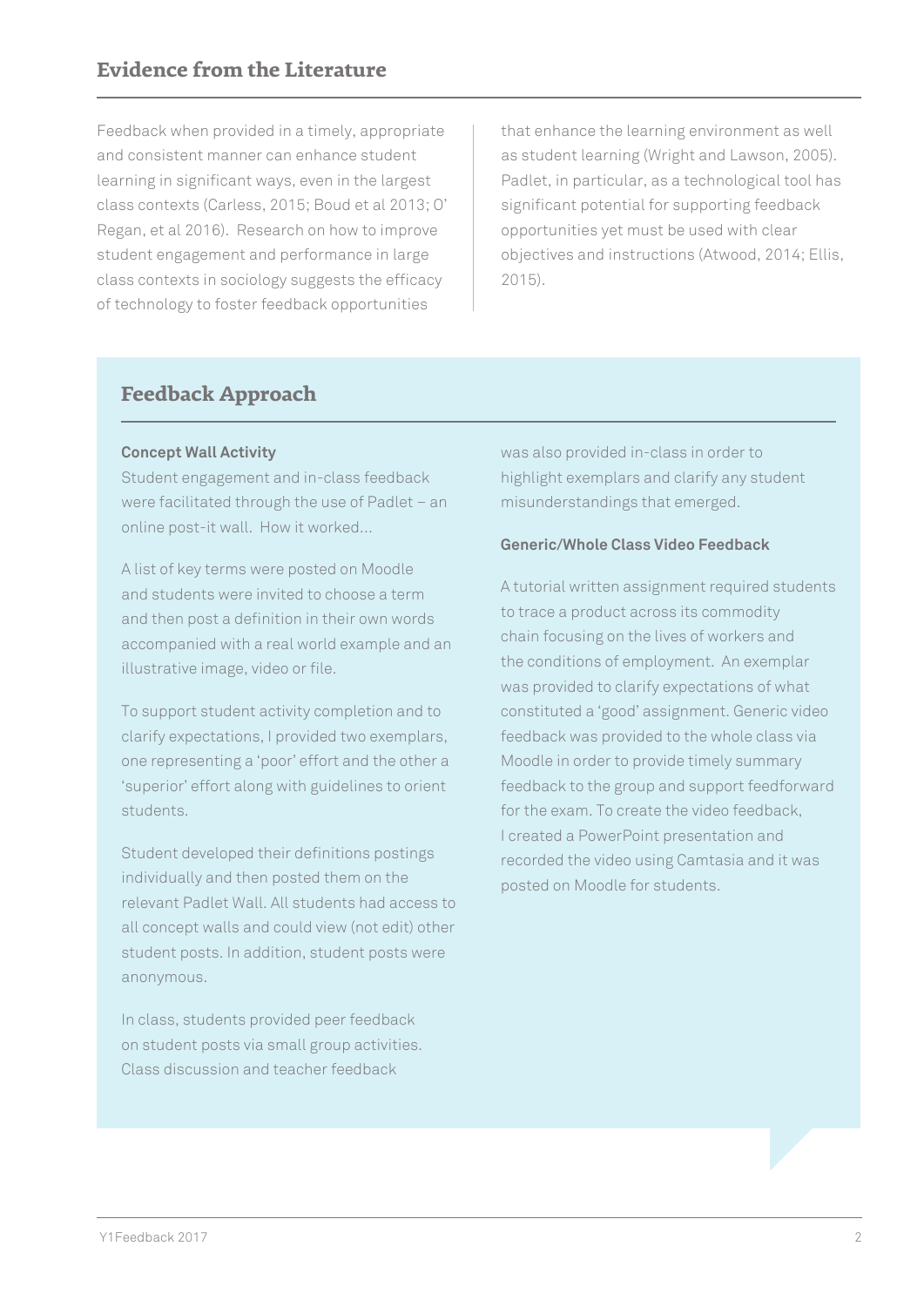## Evidence from the Literature

Feedback when provided in a timely, appropriate and consistent manner can enhance student learning in significant ways, even in the largest class contexts (Carless, 2015; Boud et al 2013; O' Regan, et al 2016). Research on how to improve student engagement and performance in large class contexts in sociology suggests the efficacy of technology to foster feedback opportunities that enhance the learning environment as well as student learning (Wright and Lawson, 2005). Padlet, in particular, as a technological tool has significant potential for supporting feedback opportunities yet must be used with clear objectives and instructions (Atwood, 2014; Ellis, 2015).

## Feedback Approach

**Concept Wall Activity**

Student engagement and in-class feedback were facilitated through the use of Padlet – an online post-it wall. How it worked...

A list of key terms were posted on Moodle and students were invited to choose a term and then post a definition in their own words accompanied with a real world example and an illustrative image, video or file.

To support student activity completion and to clarify expectations, I provided two exemplars, one representing a 'poor' effort and the other a 'superior' effort along with guidelines to orient students.

Student developed their definitions postings individually and then posted them on the relevant Padlet Wall. All students had access to all concept walls and could view (not edit) other student posts. In addition, student posts were anonymous.

In class, students provided peer feedback on student posts via small group activities. Class discussion and teacher feedback was also provided in-class in order to highlight exemplars and clarify any student misunderstandings that emerged.

**Generic/Whole Class Video Feedback**

A tutorial written assignment required students to trace a product across its commodity chain focusing on the lives of workers and the conditions of employment. An exemplar was provided to clarify expectations of what constituted a 'good' assignment. Generic video feedback was provided to the whole class via Moodle in order to provide timely summary feedback to the group and support feedforward for the exam. To create the video feedback, I created a PowerPoint presentation and recorded the video using Camtasia and it was posted on Moodle for students.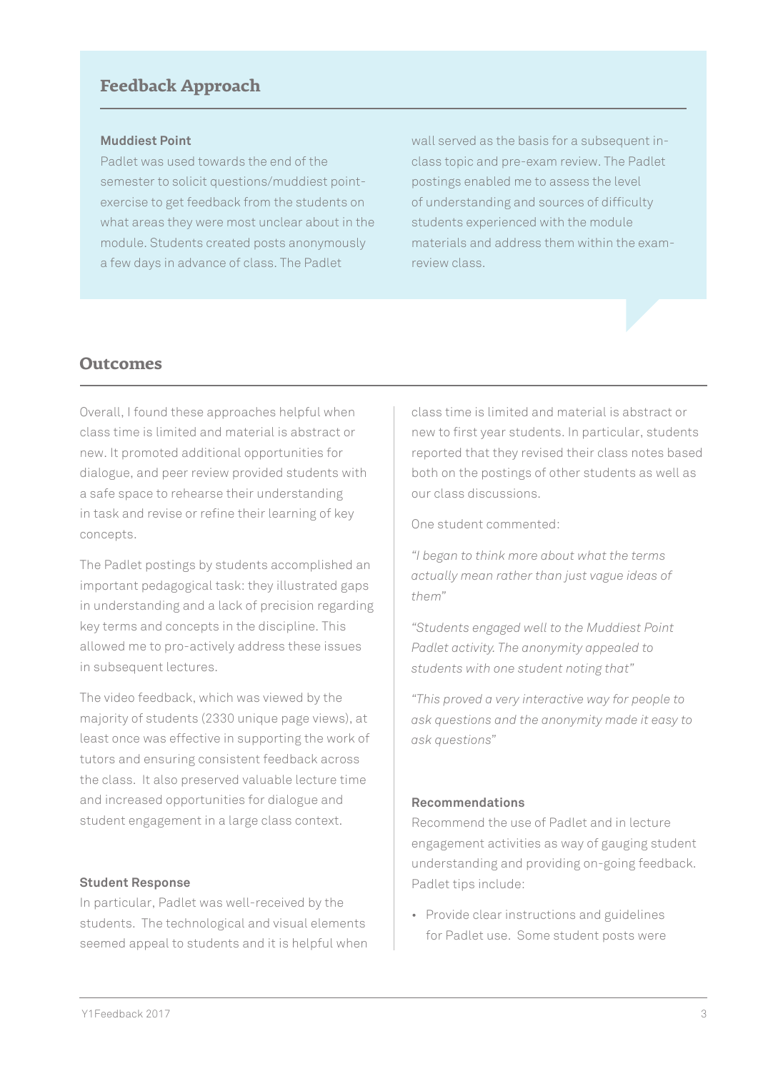## Feedback Approach

### Muddiest Point

Padlet was used towards the end of the semester to solicit questions/muddiest point-exercise to get feedback from the students on what areas they were most unclear about in the module. Students created posts anonymously a few days in advance of class. The Padlet wall served as the basis for a subsequent in-class topic and pre-exam review. The Padlet postings enabled me to assess the level of understanding and sources of difficulty students experienced with the module materials and address them within the exam-review class.

## Outcomes

Overall, I found these approaches helpful when class time is limited and material is abstract or new. It promoted additional opportunities for dialogue, and peer review provided students with a safe space to rehearse their understanding in task and revise or refine their learning of key concepts.

The Padlet postings by students accomplished an important pedagogical task: they illustrated gaps in understanding and a lack of precision regarding key terms and concepts in the discipline. This allowed me to pro-actively address these issues in subsequent lectures.

The video feedback, which was viewed by the majority of students (2330 unique page views), at least once was effective in supporting the work of tutors and ensuring consistent feedback across the class. It also preserved valuable lecture time and increased opportunities for dialogue and student engagement in a large class context.

### Student Response

In particular, Padlet was well-received by the students. The technological and visual elements seemed appeal to students and it is helpful when class time is limited and material is abstract or new to first year students. In particular, students reported that they revised their class notes based both on the postings of other students as well as our class discussions.

One student commented:

*"I began to think more about what the terms actually mean rather than just vague ideas of them"*

*"Students engaged well to the Muddiest Point Padlet activity. The anonymity appealed to students with one student noting that"*

*"This proved a very interactive way for people to ask questions and the anonymity made it easy to ask questions"*

### Recommendations

Recommend the use of Padlet and in lecture engagement activities as way of gauging student understanding and providing on-going feedback. Padlet tips include:

- Provide clear instructions and guidelines for Padlet use. Some student posts were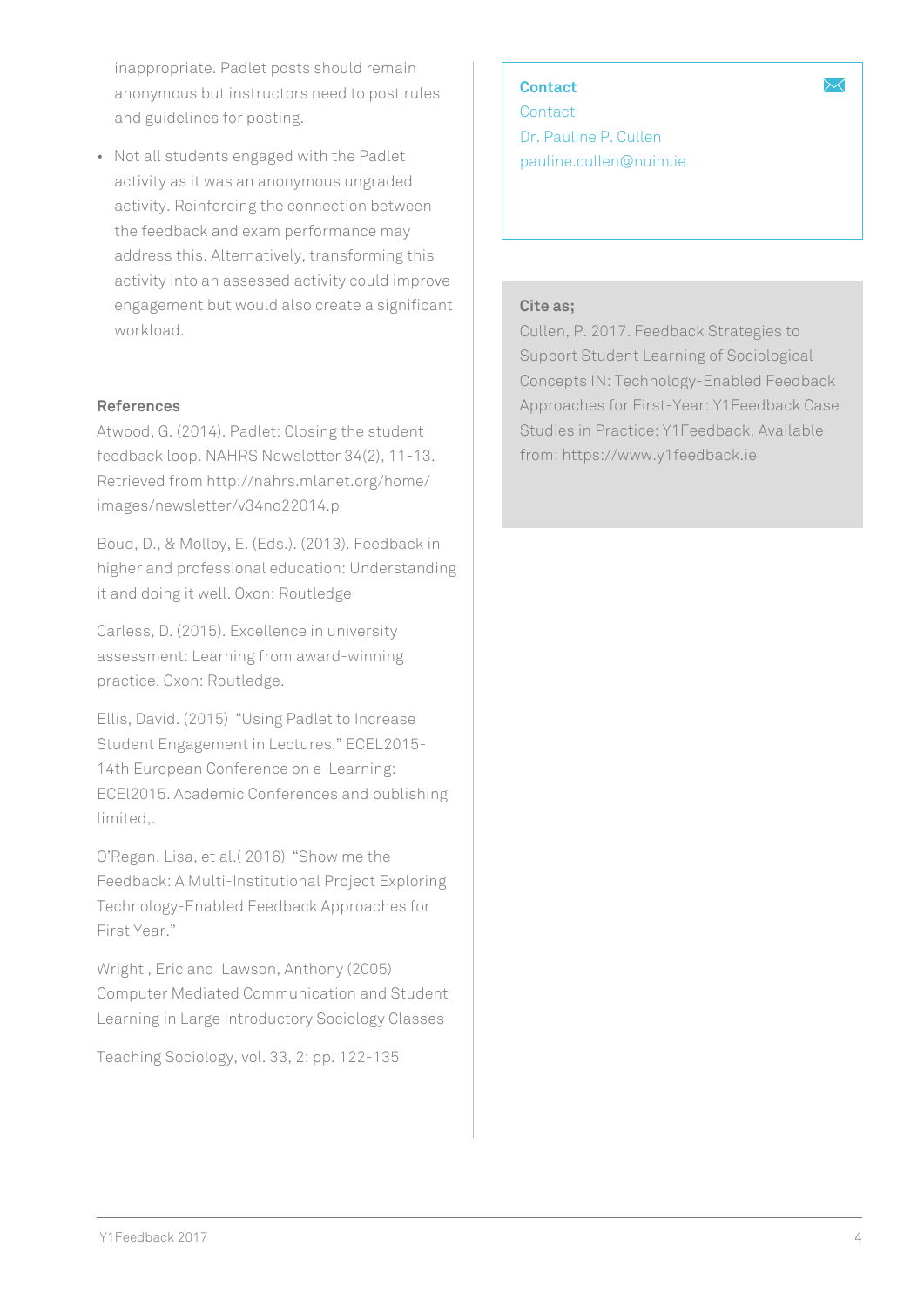inappropriate. Padlet posts should remain anonymous but instructors need to post rules and guidelines for posting.

- Not all students engaged with the Padlet activity as it was an anonymous ungraded activity. Reinforcing the connection between the feedback and exam performance may address this. Alternatively, transforming this activity into an assessed activity could improve engagement but would also create a significant workload.

### References

Atwood, G. (2014). Padlet: Closing the student feedback loop. NAHRS Newsletter 34(2), 11-13. Retrieved from http://nahrs.mlanet.org/home/images/newsletter/v34no22014.p

Boud, D., & Molloy, E. (Eds.). (2013). Feedback in higher and professional education: Understanding it and doing it well. Oxon: Routledge

Carless, D. (2015). Excellence in university assessment: Learning from award-winning practice. Oxon: Routledge.

Ellis, David. (2015) "Using Padlet to Increase Student Engagement in Lectures." ECEL2015-14th European Conference on e-Learning: ECEl2015. Academic Conferences and publishing limited,.

O'Regan, Lisa, et al.( 2016) "Show me the Feedback: A Multi-Institutional Project Exploring Technology-Enabled Feedback Approaches for First Year."

Wright , Eric and Lawson, Anthony (2005) Computer Mediated Communication and Student Learning in Large Introductory Sociology Classes

Teaching Sociology, vol. 33, 2: pp. 122-135

**Contact**

Contact
Dr. Pauline P. Cullen
pauline.cullen@nuim.ie

**Cite as;**

Cullen, P. 2017. Feedback Strategies to Support Student Learning of Sociological Concepts IN: Technology-Enabled Feedback Approaches for First-Year: Y1Feedback Case Studies in Practice: Y1Feedback. Available from: https://www.y1feedback.ie